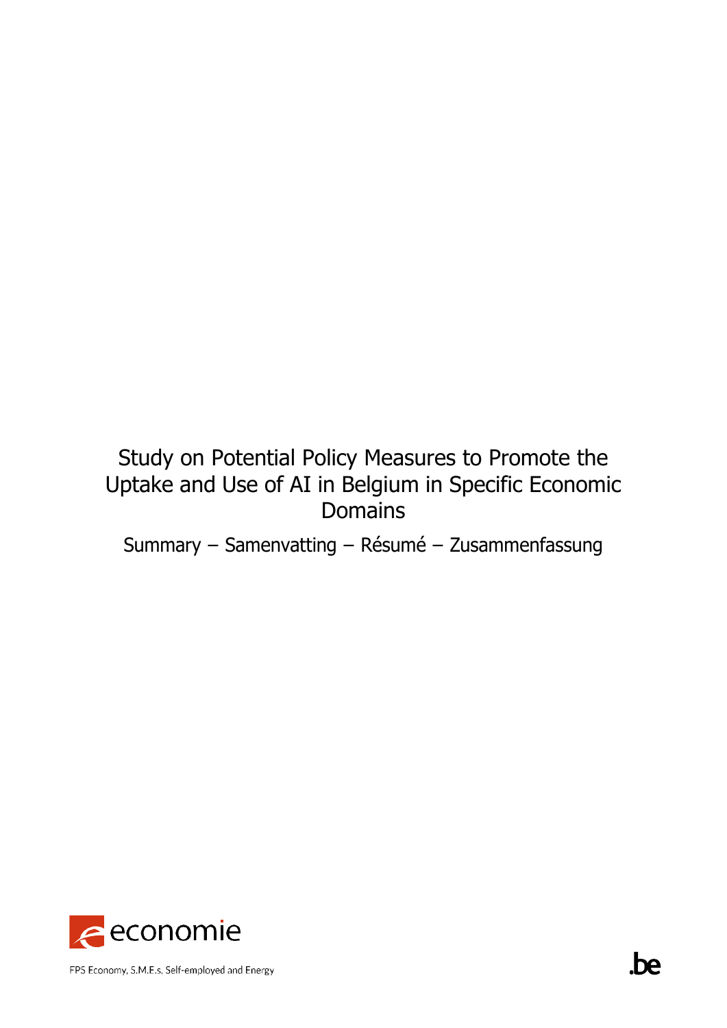# Study on Potential Policy Measures to Promote the Uptake and Use of AI in Belgium in Specific Economic Domains

Summary – Samenvatting – Résumé – Zusammenfassung

economie

FPS Economy, S.M.E.s, Self-employed and Energy

.be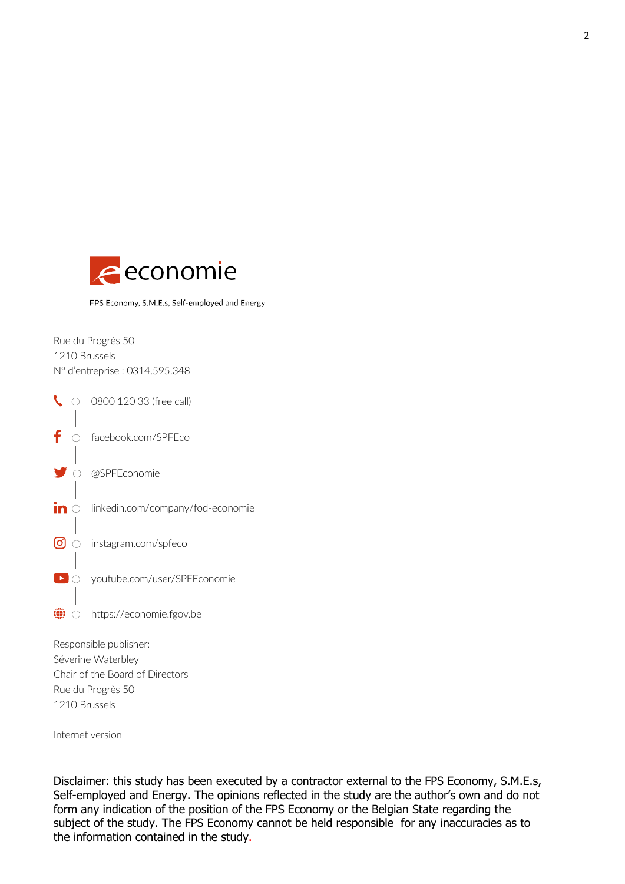economie

FPS Economy, S.M.E.s, Self-employed and Energy

Rue du Progrès 50
1210 Brussels
N° d'entreprise : 0314.595.348

0800 120 33 (free call)

facebook.com/SPFEco

@SPFEconomie

linkedin.com/company/fod-economie

instagram.com/spfeco

youtube.com/user/SPFEconomie

https://economie.fgov.be

Responsible publisher:
Séverine Waterbley
Chair of the Board of Directors
Rue du Progrès 50
1210 Brussels

Internet version

Disclaimer: this study has been executed by a contractor external to the FPS Economy, S.M.E.s, Self-employed and Energy. The opinions reflected in the study are the author's own and do not form any indication of the position of the FPS Economy or the Belgian State regarding the subject of the study. The FPS Economy cannot be held responsible for any inaccuracies as to the information contained in the study.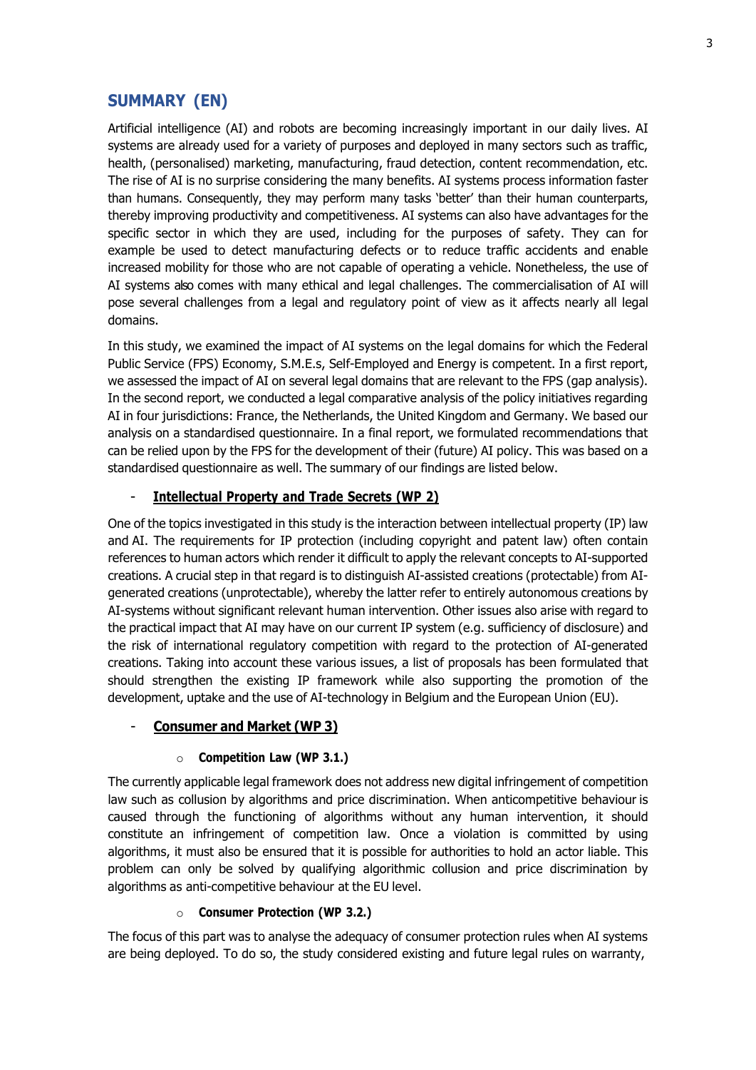## SUMMARY (EN)

Artificial intelligence (AI) and robots are becoming increasingly important in our daily lives. AI systems are already used for a variety of purposes and deployed in many sectors such as traffic, health, (personalised) marketing, manufacturing, fraud detection, content recommendation, etc. The rise of AI is no surprise considering the many benefits. AI systems process information faster than humans. Consequently, they may perform many tasks 'better' than their human counterparts, thereby improving productivity and competitiveness. AI systems can also have advantages for the specific sector in which they are used, including for the purposes of safety. They can for example be used to detect manufacturing defects or to reduce traffic accidents and enable increased mobility for those who are not capable of operating a vehicle. Nonetheless, the use of AI systems also comes with many ethical and legal challenges. The commercialisation of AI will pose several challenges from a legal and regulatory point of view as it affects nearly all legal domains.

In this study, we examined the impact of AI systems on the legal domains for which the Federal Public Service (FPS) Economy, S.M.E.s, Self-Employed and Energy is competent. In a first report, we assessed the impact of AI on several legal domains that are relevant to the FPS (gap analysis). In the second report, we conducted a legal comparative analysis of the policy initiatives regarding AI in four jurisdictions: France, the Netherlands, the United Kingdom and Germany. We based our analysis on a standardised questionnaire. In a final report, we formulated recommendations that can be relied upon by the FPS for the development of their (future) AI policy. This was based on a standardised questionnaire as well. The summary of our findings are listed below.

- **Intellectual Property and Trade Secrets (WP 2)**

One of the topics investigated in this study is the interaction between intellectual property (IP) law and AI. The requirements for IP protection (including copyright and patent law) often contain references to human actors which render it difficult to apply the relevant concepts to AI-supported creations. A crucial step in that regard is to distinguish AI-assisted creations (protectable) from AI-generated creations (unprotectable), whereby the latter refer to entirely autonomous creations by AI-systems without significant relevant human intervention. Other issues also arise with regard to the practical impact that AI may have on our current IP system (e.g. sufficiency of disclosure) and the risk of international regulatory competition with regard to the protection of AI-generated creations. Taking into account these various issues, a list of proposals has been formulated that should strengthen the existing IP framework while also supporting the promotion of the development, uptake and the use of AI-technology in Belgium and the European Union (EU).

- **Consumer and Market (WP 3)**
  - **Competition Law (WP 3.1.)**

The currently applicable legal framework does not address new digital infringement of competition law such as collusion by algorithms and price discrimination. When anticompetitive behaviour is caused through the functioning of algorithms without any human intervention, it should constitute an infringement of competition law. Once a violation is committed by using algorithms, it must also be ensured that it is possible for authorities to hold an actor liable. This problem can only be solved by qualifying algorithmic collusion and price discrimination by algorithms as anti-competitive behaviour at the EU level.

  - **Consumer Protection (WP 3.2.)**

The focus of this part was to analyse the adequacy of consumer protection rules when AI systems are being deployed. To do so, the study considered existing and future legal rules on warranty,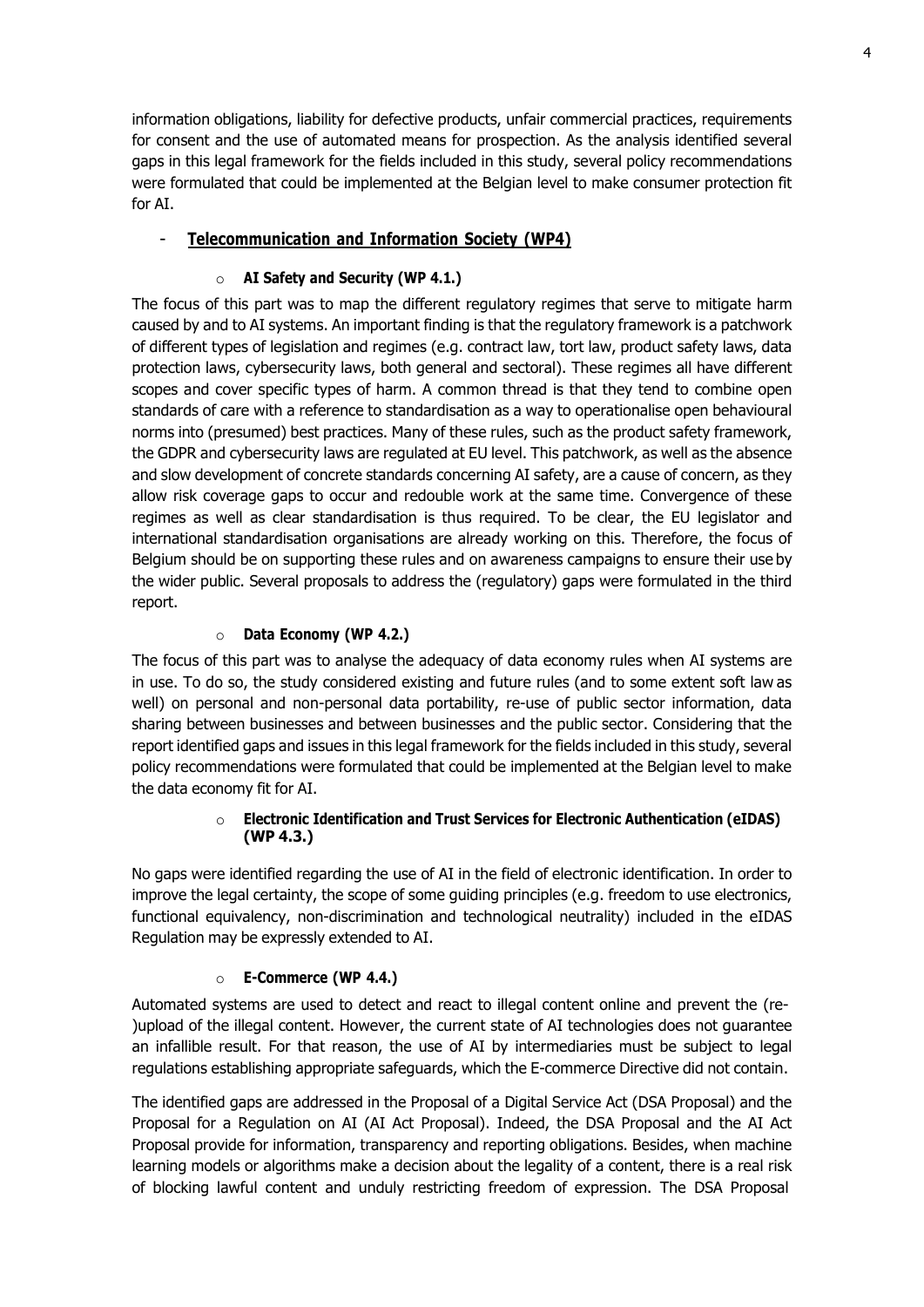information obligations, liability for defective products, unfair commercial practices, requirements for consent and the use of automated means for prospection. As the analysis identified several gaps in this legal framework for the fields included in this study, several policy recommendations were formulated that could be implemented at the Belgian level to make consumer protection fit for AI.

- **Telecommunication and Information Society (WP4)**

  - **AI Safety and Security (WP 4.1.)**

The focus of this part was to map the different regulatory regimes that serve to mitigate harm caused by and to AI systems. An important finding is that the regulatory framework is a patchwork of different types of legislation and regimes (e.g. contract law, tort law, product safety laws, data protection laws, cybersecurity laws, both general and sectoral). These regimes all have different scopes and cover specific types of harm. A common thread is that they tend to combine open standards of care with a reference to standardisation as a way to operationalise open behavioural norms into (presumed) best practices. Many of these rules, such as the product safety framework, the GDPR and cybersecurity laws are regulated at EU level. This patchwork, as well as the absence and slow development of concrete standards concerning AI safety, are a cause of concern, as they allow risk coverage gaps to occur and redouble work at the same time. Convergence of these regimes as well as clear standardisation is thus required. To be clear, the EU legislator and international standardisation organisations are already working on this. Therefore, the focus of Belgium should be on supporting these rules and on awareness campaigns to ensure their use by the wider public. Several proposals to address the (regulatory) gaps were formulated in the third report.

  - **Data Economy (WP 4.2.)**

The focus of this part was to analyse the adequacy of data economy rules when AI systems are in use. To do so, the study considered existing and future rules (and to some extent soft law as well) on personal and non-personal data portability, re-use of public sector information, data sharing between businesses and between businesses and the public sector. Considering that the report identified gaps and issues in this legal framework for the fields included in this study, several policy recommendations were formulated that could be implemented at the Belgian level to make the data economy fit for AI.

  - **Electronic Identification and Trust Services for Electronic Authentication (eIDAS) (WP 4.3.)**

No gaps were identified regarding the use of AI in the field of electronic identification. In order to improve the legal certainty, the scope of some guiding principles (e.g. freedom to use electronics, functional equivalency, non-discrimination and technological neutrality) included in the eIDAS Regulation may be expressly extended to AI.

  - **E-Commerce (WP 4.4.)**

Automated systems are used to detect and react to illegal content online and prevent the (re-)upload of the illegal content. However, the current state of AI technologies does not guarantee an infallible result. For that reason, the use of AI by intermediaries must be subject to legal regulations establishing appropriate safeguards, which the E-commerce Directive did not contain.

The identified gaps are addressed in the Proposal of a Digital Service Act (DSA Proposal) and the Proposal for a Regulation on AI (AI Act Proposal). Indeed, the DSA Proposal and the AI Act Proposal provide for information, transparency and reporting obligations. Besides, when machine learning models or algorithms make a decision about the legality of a content, there is a real risk of blocking lawful content and unduly restricting freedom of expression. The DSA Proposal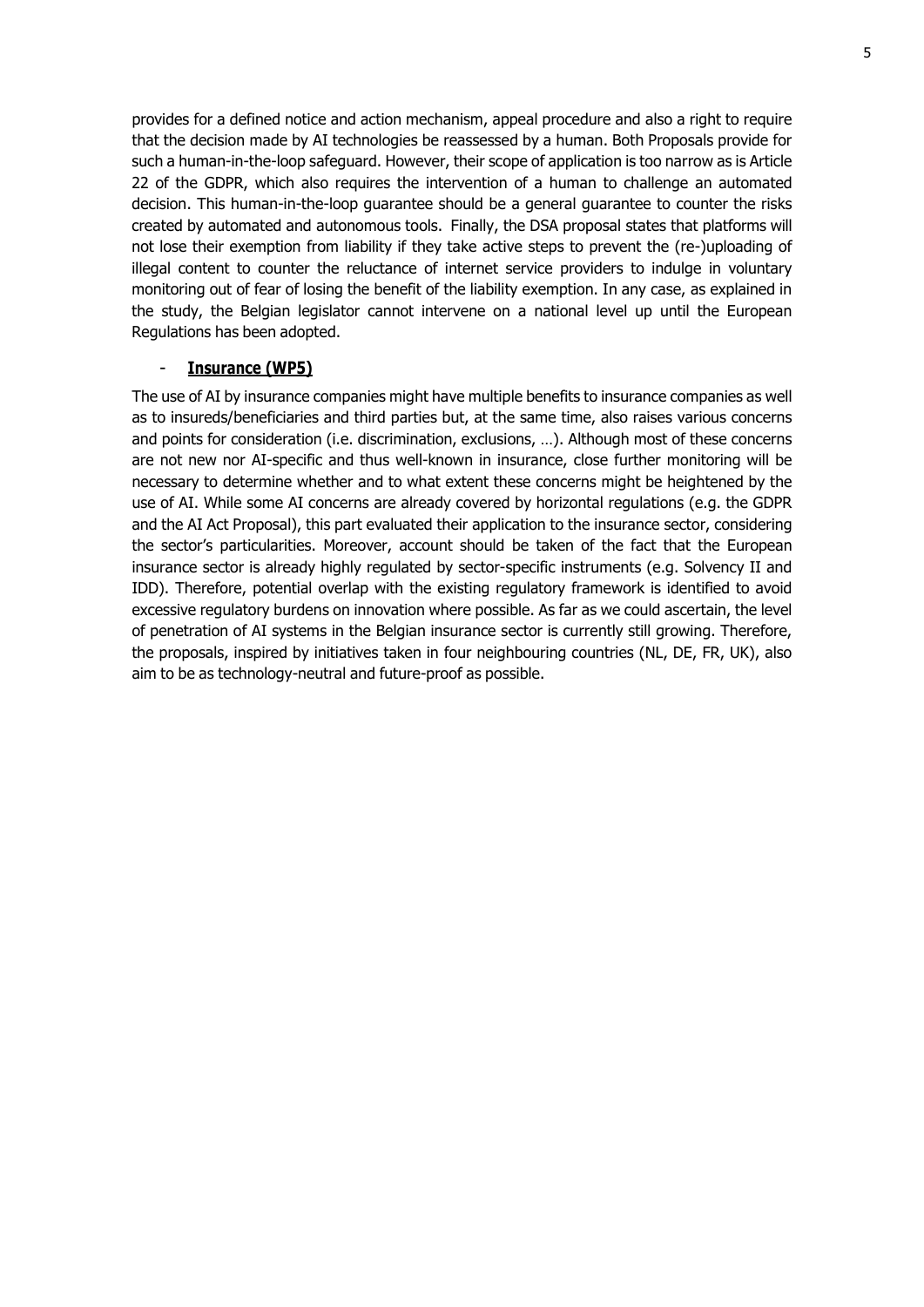provides for a defined notice and action mechanism, appeal procedure and also a right to require that the decision made by AI technologies be reassessed by a human. Both Proposals provide for such a human-in-the-loop safeguard. However, their scope of application is too narrow as is Article 22 of the GDPR, which also requires the intervention of a human to challenge an automated decision. This human-in-the-loop guarantee should be a general guarantee to counter the risks created by automated and autonomous tools. Finally, the DSA proposal states that platforms will not lose their exemption from liability if they take active steps to prevent the (re-)uploading of illegal content to counter the reluctance of internet service providers to indulge in voluntary monitoring out of fear of losing the benefit of the liability exemption. In any case, as explained in the study, the Belgian legislator cannot intervene on a national level up until the European Regulations has been adopted.

- **Insurance (WP5)**

The use of AI by insurance companies might have multiple benefits to insurance companies as well as to insureds/beneficiaries and third parties but, at the same time, also raises various concerns and points for consideration (i.e. discrimination, exclusions, …). Although most of these concerns are not new nor AI-specific and thus well-known in insurance, close further monitoring will be necessary to determine whether and to what extent these concerns might be heightened by the use of AI. While some AI concerns are already covered by horizontal regulations (e.g. the GDPR and the AI Act Proposal), this part evaluated their application to the insurance sector, considering the sector's particularities. Moreover, account should be taken of the fact that the European insurance sector is already highly regulated by sector-specific instruments (e.g. Solvency II and IDD). Therefore, potential overlap with the existing regulatory framework is identified to avoid excessive regulatory burdens on innovation where possible. As far as we could ascertain, the level of penetration of AI systems in the Belgian insurance sector is currently still growing. Therefore, the proposals, inspired by initiatives taken in four neighbouring countries (NL, DE, FR, UK), also aim to be as technology-neutral and future-proof as possible.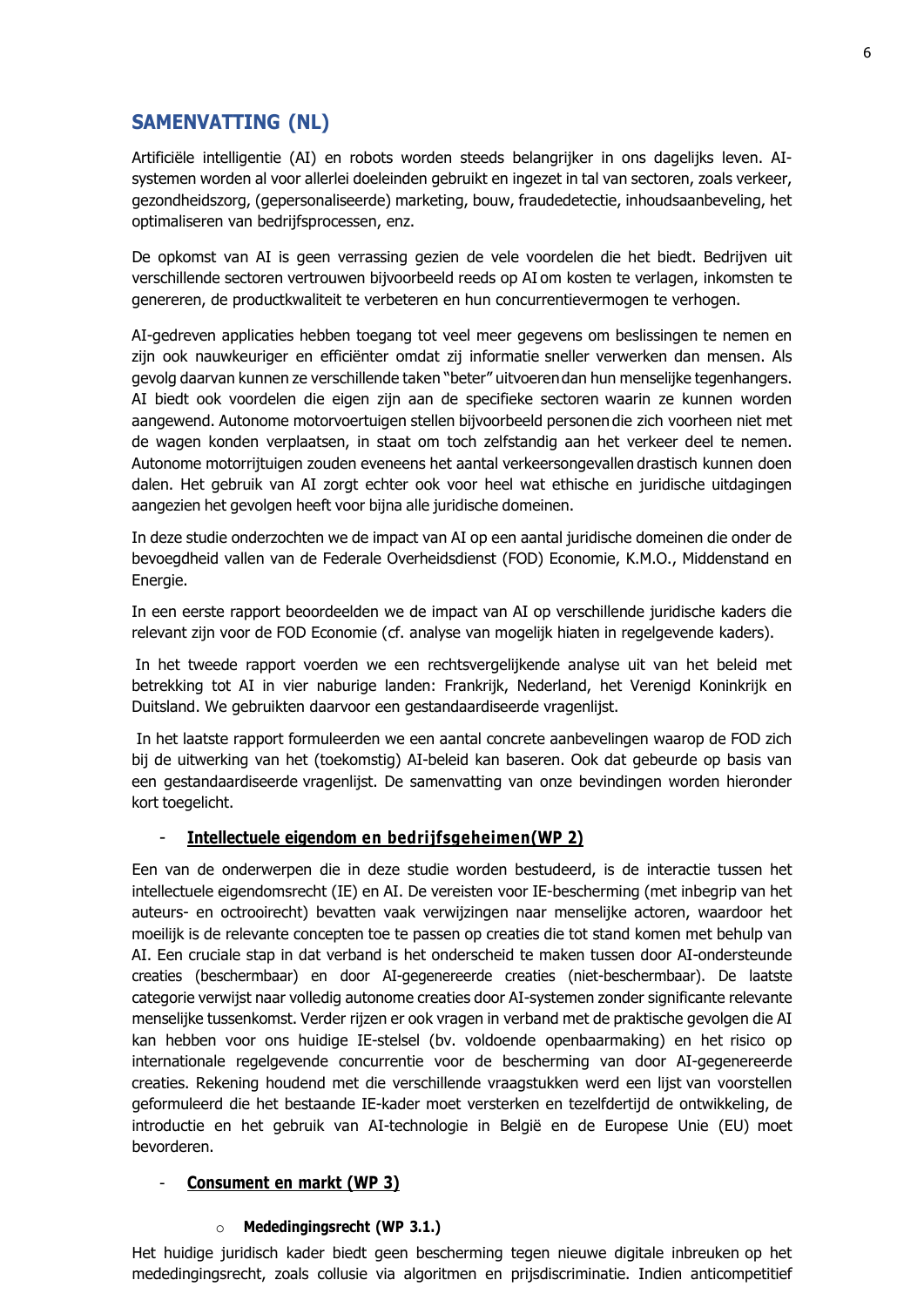## SAMENVATTING (NL)

Artificiële intelligentie (AI) en robots worden steeds belangrijker in ons dagelijks leven. AI-systemen worden al voor allerlei doeleinden gebruikt en ingezet in tal van sectoren, zoals verkeer, gezondheidszorg, (gepersonaliseerde) marketing, bouw, fraudedetectie, inhoudsaanbeveling, het optimaliseren van bedrijfsprocessen, enz.

De opkomst van AI is geen verrassing gezien de vele voordelen die het biedt. Bedrijven uit verschillende sectoren vertrouwen bijvoorbeeld reeds op AI om kosten te verlagen, inkomsten te genereren, de productkwaliteit te verbeteren en hun concurrentievermogen te verhogen.

AI-gedreven applicaties hebben toegang tot veel meer gegevens om beslissingen te nemen en zijn ook nauwkeuriger en efficiënter omdat zij informatie sneller verwerken dan mensen. Als gevolg daarvan kunnen ze verschillende taken "beter" uitvoeren dan hun menselijke tegenhangers. AI biedt ook voordelen die eigen zijn aan de specifieke sectoren waarin ze kunnen worden aangewend. Autonome motorvoertuigen stellen bijvoorbeeld personen die zich voorheen niet met de wagen konden verplaatsen, in staat om toch zelfstandig aan het verkeer deel te nemen. Autonome motorrijtuigen zouden eveneens het aantal verkeersongevallen drastisch kunnen doen dalen. Het gebruik van AI zorgt echter ook voor heel wat ethische en juridische uitdagingen aangezien het gevolgen heeft voor bijna alle juridische domeinen.

In deze studie onderzochten we de impact van AI op een aantal juridische domeinen die onder de bevoegdheid vallen van de Federale Overheidsdienst (FOD) Economie, K.M.O., Middenstand en Energie.

In een eerste rapport beoordeelden we de impact van AI op verschillende juridische kaders die relevant zijn voor de FOD Economie (cf. analyse van mogelijk hiaten in regelgevende kaders).

In het tweede rapport voerden we een rechtsvergelijkende analyse uit van het beleid met betrekking tot AI in vier naburige landen: Frankrijk, Nederland, het Verenigd Koninkrijk en Duitsland. We gebruikten daarvoor een gestandaardiseerde vragenlijst.

In het laatste rapport formuleerden we een aantal concrete aanbevelingen waarop de FOD zich bij de uitwerking van het (toekomstig) AI-beleid kan baseren. Ook dat gebeurde op basis van een gestandaardiseerde vragenlijst. De samenvatting van onze bevindingen worden hieronder kort toegelicht.

- **Intellectuele eigendom en bedrijfsgeheimen(WP 2)**

Een van de onderwerpen die in deze studie worden bestudeerd, is de interactie tussen het intellectuele eigendomsrecht (IE) en AI. De vereisten voor IE-bescherming (met inbegrip van het auteurs- en octrooirecht) bevatten vaak verwijzingen naar menselijke actoren, waardoor het moeilijk is de relevante concepten toe te passen op creaties die tot stand komen met behulp van AI. Een cruciale stap in dat verband is het onderscheid te maken tussen door AI-ondersteunde creaties (beschermbaar) en door AI-gegenereerde creaties (niet-beschermbaar). De laatste categorie verwijst naar volledig autonome creaties door AI-systemen zonder significante relevante menselijke tussenkomst. Verder rijzen er ook vragen in verband met de praktische gevolgen die AI kan hebben voor ons huidige IE-stelsel (bv. voldoende openbaarmaking) en het risico op internationale regelgevende concurrentie voor de bescherming van door AI-gegenereerde creaties. Rekening houdend met die verschillende vraagstukken werd een lijst van voorstellen geformuleerd die het bestaande IE-kader moet versterken en tezelfdertijd de ontwikkeling, de introductie en het gebruik van AI-technologie in België en de Europese Unie (EU) moet bevorderen.

- **Consument en markt (WP 3)**

  - **Mededingingsrecht (WP 3.1.)**

Het huidige juridisch kader biedt geen bescherming tegen nieuwe digitale inbreuken op het mededingingsrecht, zoals collusie via algoritmen en prijsdiscriminatie. Indien anticompetitief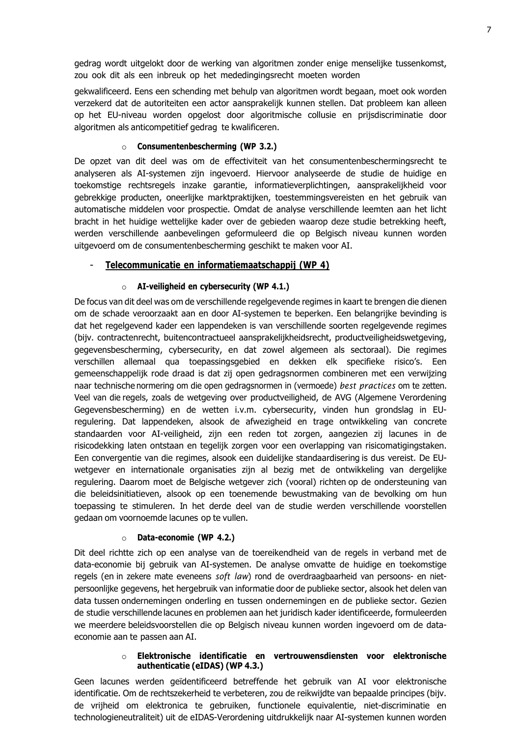gedrag wordt uitgelokt door de werking van algoritmen zonder enige menselijke tussenkomst, zou ook dit als een inbreuk op het mededingingsrecht moeten worden

gekwalificeerd. Eens een schending met behulp van algoritmen wordt begaan, moet ook worden verzekerd dat de autoriteiten een actor aansprakelijk kunnen stellen. Dat probleem kan alleen op het EU-niveau worden opgelost door algoritmische collusie en prijsdiscriminatie door algoritmen als anticompetitief gedrag te kwalificeren.

- **Consumentenbescherming (WP 3.2.)**

De opzet van dit deel was om de effectiviteit van het consumentenbeschermingsrecht te analyseren als AI-systemen zijn ingevoerd. Hiervoor analyseerde de studie de huidige en toekomstige rechtsregels inzake garantie, informatieverplichtingen, aansprakelijkheid voor gebrekkige producten, oneerlijke marktpraktijken, toestemmingsvereisten en het gebruik van automatische middelen voor prospectie. Omdat de analyse verschillende leemten aan het licht bracht in het huidige wettelijke kader over de gebieden waarop deze studie betrekking heeft, werden verschillende aanbevelingen geformuleerd die op Belgisch niveau kunnen worden uitgevoerd om de consumentenbescherming geschikt te maken voor AI.

- **<u>Telecommunicatie en informatiemaatschappij (WP 4)</u>**

  - **AI-veiligheid en cybersecurity (WP 4.1.)**

De focus van dit deel was om de verschillende regelgevende regimes in kaart te brengen die dienen om de schade veroorzaakt aan en door AI-systemen te beperken. Een belangrijke bevinding is dat het regelgevend kader een lappendeken is van verschillende soorten regelgevende regimes (bijv. contractenrecht, buitencontractueel aansprakelijkheidsrecht, productveiligheidswetgeving, gegevensbescherming, cybersecurity, en dat zowel algemeen als sectoraal). Die regimes verschillen allemaal qua toepassingsgebied en dekken elk specifieke risico's. Een gemeenschappelijk rode draad is dat zij open gedragsnormen combineren met een verwijzing naar technische normering om die open gedragsnormen in (vermoede) *best practices* om te zetten. Veel van die regels, zoals de wetgeving over productveiligheid, de AVG (Algemene Verordening Gegevensbescherming) en de wetten i.v.m. cybersecurity, vinden hun grondslag in EU-regulering. Dat lappendeken, alsook de afwezigheid en trage ontwikkeling van concrete standaarden voor AI-veiligheid, zijn een reden tot zorgen, aangezien zij lacunes in de risicodekking laten ontstaan en tegelijk zorgen voor een overlapping van risicomatigingstaken. Een convergentie van die regimes, alsook een duidelijke standaardisering is dus vereist. De EU-wetgever en internationale organisaties zijn al bezig met de ontwikkeling van dergelijke regulering. Daarom moet de Belgische wetgever zich (vooral) richten op de ondersteuning van die beleidsinitiatieven, alsook op een toenemende bewustmaking van de bevolking om hun toepassing te stimuleren. In het derde deel van de studie werden verschillende voorstellen gedaan om voornoemde lacunes op te vullen.

  - **Data-economie (WP 4.2.)**

Dit deel richtte zich op een analyse van de toereikendheid van de regels in verband met de data-economie bij gebruik van AI-systemen. De analyse omvatte de huidige en toekomstige regels (en in zekere mate eveneens *soft law*) rond de overdraagbaarheid van persoons- en niet-persoonlijke gegevens, het hergebruik van informatie door de publieke sector, alsook het delen van data tussen ondernemingen onderling en tussen ondernemingen en de publieke sector. Gezien de studie verschillende lacunes en problemen aan het juridisch kader identificeerde, formuleerden we meerdere beleidsvoorstellen die op Belgisch niveau kunnen worden ingevoerd om de data-economie aan te passen aan AI.

  - **Elektronische identificatie en vertrouwensdiensten voor elektronische authenticatie (eIDAS) (WP 4.3.)**

Geen lacunes werden geïdentificeerd betreffende het gebruik van AI voor elektronische identificatie. Om de rechtszekerheid te verbeteren, zou de reikwijdte van bepaalde principes (bijv. de vrijheid om elektronica te gebruiken, functionele equivalentie, niet-discriminatie en technologieneutraliteit) uit de eIDAS-Verordening uitdrukkelijk naar AI-systemen kunnen worden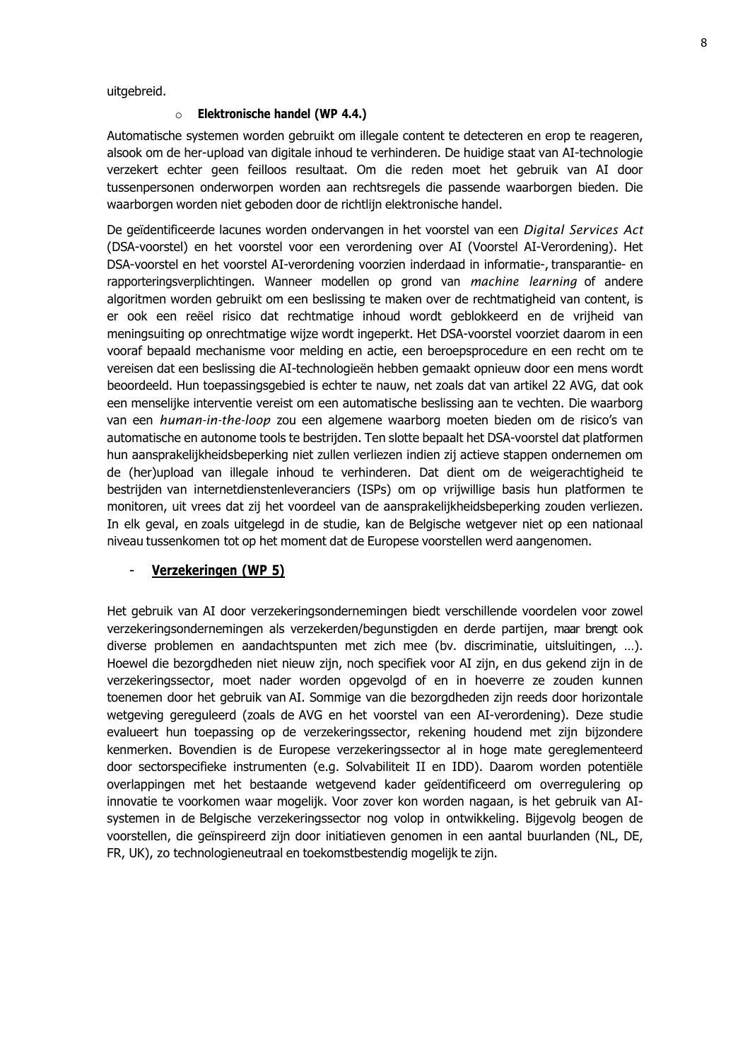uitgebreid.

- **Elektronische handel (WP 4.4.)**

Automatische systemen worden gebruikt om illegale content te detecteren en erop te reageren, alsook om de her-upload van digitale inhoud te verhinderen. De huidige staat van AI-technologie verzekert echter geen feilloos resultaat. Om die reden moet het gebruik van AI door tussenpersonen onderworpen worden aan rechtsregels die passende waarborgen bieden. Die waarborgen worden niet geboden door de richtlijn elektronische handel.

De geïdentificeerde lacunes worden ondervangen in het voorstel van een *Digital Services Act* (DSA-voorstel) en het voorstel voor een verordening over AI (Voorstel AI-Verordening). Het DSA-voorstel en het voorstel AI-verordening voorzien inderdaad in informatie-, transparantie- en rapporteringsverplichtingen. Wanneer modellen op grond van *machine learning* of andere algoritmen worden gebruikt om een beslissing te maken over de rechtmatigheid van content, is er ook een reëel risico dat rechtmatige inhoud wordt geblokkeerd en de vrijheid van meningsuiting op onrechtmatige wijze wordt ingeperkt. Het DSA-voorstel voorziet daarom in een vooraf bepaald mechanisme voor melding en actie, een beroepsprocedure en een recht om te vereisen dat een beslissing die AI-technologieën hebben gemaakt opnieuw door een mens wordt beoordeeld. Hun toepassingsgebied is echter te nauw, net zoals dat van artikel 22 AVG, dat ook een menselijke interventie vereist om een automatische beslissing aan te vechten. Die waarborg van een *human-in-the-loop* zou een algemene waarborg moeten bieden om de risico's van automatische en autonome tools te bestrijden. Ten slotte bepaalt het DSA-voorstel dat platformen hun aansprakelijkheidsbeperking niet zullen verliezen indien zij actieve stappen ondernemen om de (her)upload van illegale inhoud te verhinderen. Dat dient om de weigerachtigheid te bestrijden van internetdienstenleveranciers (ISPs) om op vrijwillige basis hun platformen te monitoren, uit vrees dat zij het voordeel van de aansprakelijkheidsbeperking zouden verliezen. In elk geval, en zoals uitgelegd in de studie, kan de Belgische wetgever niet op een nationaal niveau tussenkomen tot op het moment dat de Europese voorstellen werd aangenomen.

- **Verzekeringen (WP 5)**

Het gebruik van AI door verzekeringsondernemingen biedt verschillende voordelen voor zowel verzekeringsondernemingen als verzekerden/begunstigden en derde partijen, maar brengt ook diverse problemen en aandachtspunten met zich mee (bv. discriminatie, uitsluitingen, …). Hoewel die bezorgdheden niet nieuw zijn, noch specifiek voor AI zijn, en dus gekend zijn in de verzekeringssector, moet nader worden opgevolgd of en in hoeverre ze zouden kunnen toenemen door het gebruik van AI. Sommige van die bezorgdheden zijn reeds door horizontale wetgeving gereguleerd (zoals de AVG en het voorstel van een AI-verordening). Deze studie evalueert hun toepassing op de verzekeringssector, rekening houdend met zijn bijzondere kenmerken. Bovendien is de Europese verzekeringssector al in hoge mate gereglementeerd door sectorspecifieke instrumenten (e.g. Solvabiliteit II en IDD). Daarom worden potentiële overlappingen met het bestaande wetgevend kader geïdentificeerd om overregulering op innovatie te voorkomen waar mogelijk. Voor zover kon worden nagaan, is het gebruik van AI-systemen in de Belgische verzekeringssector nog volop in ontwikkeling. Bijgevolg beogen de voorstellen, die geïnspireerd zijn door initiatieven genomen in een aantal buurlanden (NL, DE, FR, UK), zo technologieneutraal en toekomstbestendig mogelijk te zijn.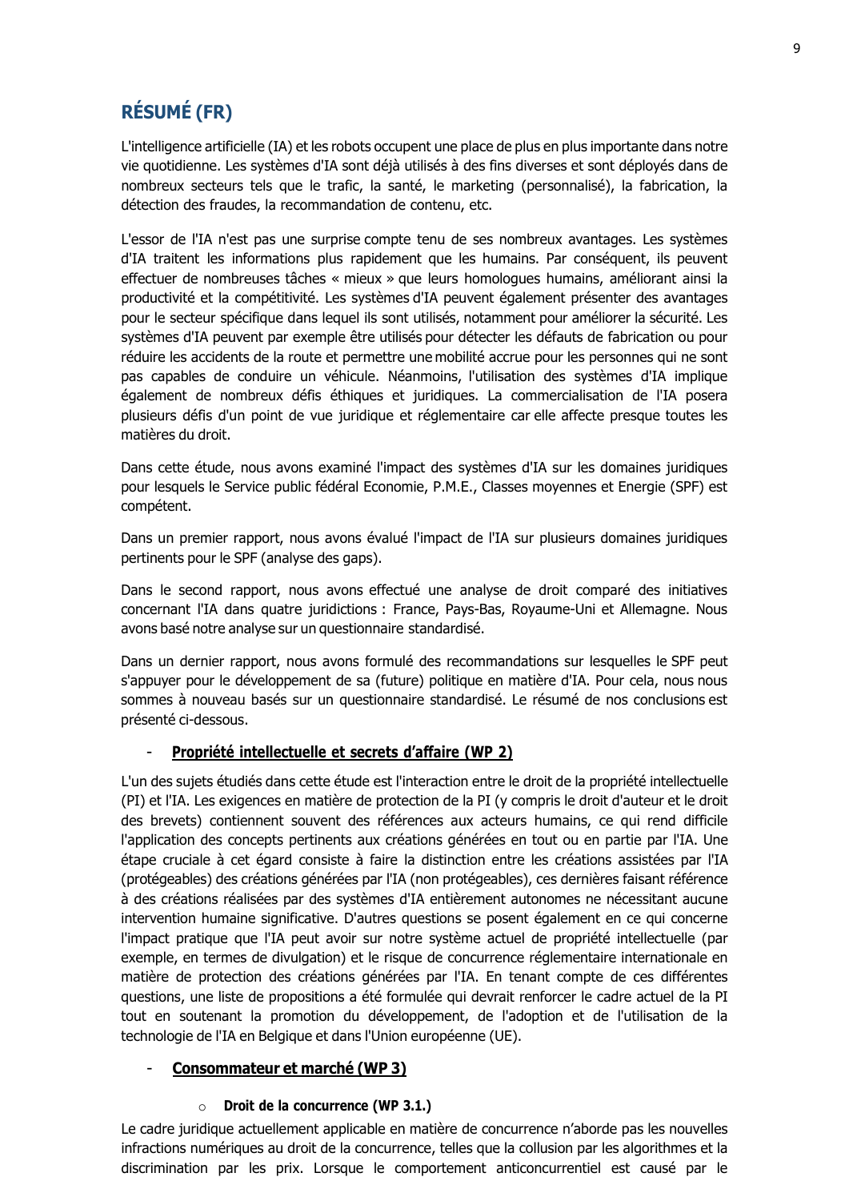## RÉSUMÉ (FR)

L'intelligence artificielle (IA) et les robots occupent une place de plus en plus importante dans notre vie quotidienne. Les systèmes d'IA sont déjà utilisés à des fins diverses et sont déployés dans de nombreux secteurs tels que le trafic, la santé, le marketing (personnalisé), la fabrication, la détection des fraudes, la recommandation de contenu, etc.

L'essor de l'IA n'est pas une surprise compte tenu de ses nombreux avantages. Les systèmes d'IA traitent les informations plus rapidement que les humains. Par conséquent, ils peuvent effectuer de nombreuses tâches « mieux » que leurs homologues humains, améliorant ainsi la productivité et la compétitivité. Les systèmes d'IA peuvent également présenter des avantages pour le secteur spécifique dans lequel ils sont utilisés, notamment pour améliorer la sécurité. Les systèmes d'IA peuvent par exemple être utilisés pour détecter les défauts de fabrication ou pour réduire les accidents de la route et permettre une mobilité accrue pour les personnes qui ne sont pas capables de conduire un véhicule. Néanmoins, l'utilisation des systèmes d'IA implique également de nombreux défis éthiques et juridiques. La commercialisation de l'IA posera plusieurs défis d'un point de vue juridique et réglementaire car elle affecte presque toutes les matières du droit.

Dans cette étude, nous avons examiné l'impact des systèmes d'IA sur les domaines juridiques pour lesquels le Service public fédéral Economie, P.M.E., Classes moyennes et Energie (SPF) est compétent.

Dans un premier rapport, nous avons évalué l'impact de l'IA sur plusieurs domaines juridiques pertinents pour le SPF (analyse des gaps).

Dans le second rapport, nous avons effectué une analyse de droit comparé des initiatives concernant l'IA dans quatre juridictions : France, Pays-Bas, Royaume-Uni et Allemagne. Nous avons basé notre analyse sur un questionnaire standardisé.

Dans un dernier rapport, nous avons formulé des recommandations sur lesquelles le SPF peut s'appuyer pour le développement de sa (future) politique en matière d'IA. Pour cela, nous nous sommes à nouveau basés sur un questionnaire standardisé. Le résumé de nos conclusions est présenté ci-dessous.

- **Propriété intellectuelle et secrets d'affaire (WP 2)**

L'un des sujets étudiés dans cette étude est l'interaction entre le droit de la propriété intellectuelle (PI) et l'IA. Les exigences en matière de protection de la PI (y compris le droit d'auteur et le droit des brevets) contiennent souvent des références aux acteurs humains, ce qui rend difficile l'application des concepts pertinents aux créations générées en tout ou en partie par l'IA. Une étape cruciale à cet égard consiste à faire la distinction entre les créations assistées par l'IA (protégeables) des créations générées par l'IA (non protégeables), ces dernières faisant référence à des créations réalisées par des systèmes d'IA entièrement autonomes ne nécessitant aucune intervention humaine significative. D'autres questions se posent également en ce qui concerne l'impact pratique que l'IA peut avoir sur notre système actuel de propriété intellectuelle (par exemple, en termes de divulgation) et le risque de concurrence réglementaire internationale en matière de protection des créations générées par l'IA. En tenant compte de ces différentes questions, une liste de propositions a été formulée qui devrait renforcer le cadre actuel de la PI tout en soutenant la promotion du développement, de l'adoption et de l'utilisation de la technologie de l'IA en Belgique et dans l'Union européenne (UE).

- **Consommateur et marché (WP 3)**
  - **Droit de la concurrence (WP 3.1.)**

Le cadre juridique actuellement applicable en matière de concurrence n'aborde pas les nouvelles infractions numériques au droit de la concurrence, telles que la collusion par les algorithmes et la discrimination par les prix. Lorsque le comportement anticoncurrentiel est causé par le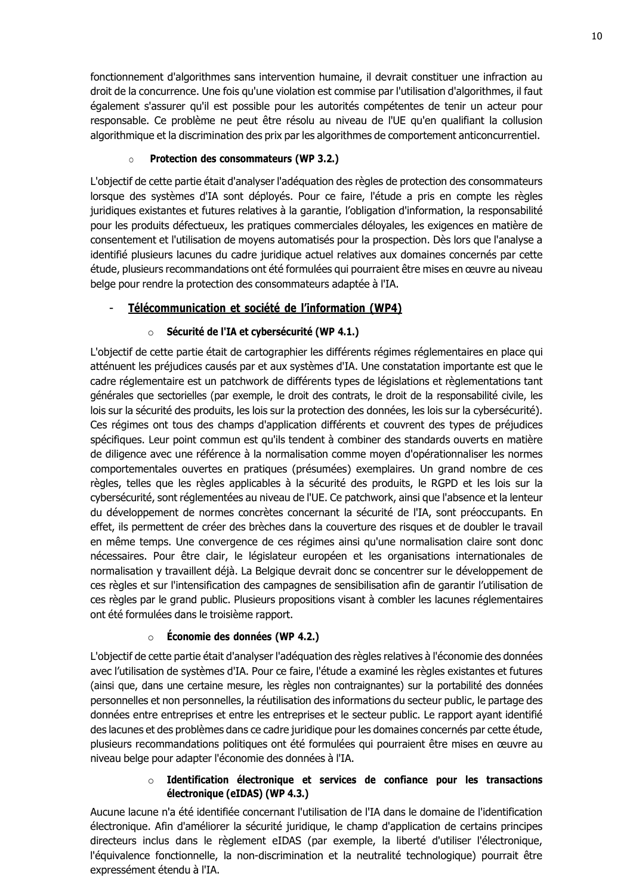fonctionnement d'algorithmes sans intervention humaine, il devrait constituer une infraction au droit de la concurrence. Une fois qu'une violation est commise par l'utilisation d'algorithmes, il faut également s'assurer qu'il est possible pour les autorités compétentes de tenir un acteur pour responsable. Ce problème ne peut être résolu au niveau de l'UE qu'en qualifiant la collusion algorithmique et la discrimination des prix par les algorithmes de comportement anticoncurrentiel.

- **Protection des consommateurs (WP 3.2.)**

L'objectif de cette partie était d'analyser l'adéquation des règles de protection des consommateurs lorsque des systèmes d'IA sont déployés. Pour ce faire, l'étude a pris en compte les règles juridiques existantes et futures relatives à la garantie, l'obligation d'information, la responsabilité pour les produits défectueux, les pratiques commerciales déloyales, les exigences en matière de consentement et l'utilisation de moyens automatisés pour la prospection. Dès lors que l'analyse a identifié plusieurs lacunes du cadre juridique actuel relatives aux domaines concernés par cette étude, plusieurs recommandations ont été formulées qui pourraient être mises en œuvre au niveau belge pour rendre la protection des consommateurs adaptée à l'IA.

- **Télécommunication et société de l'information (WP4)**

  - **Sécurité de l'IA et cybersécurité (WP 4.1.)**

L'objectif de cette partie était de cartographier les différents régimes réglementaires en place qui atténuent les préjudices causés par et aux systèmes d'IA. Une constatation importante est que le cadre réglementaire est un patchwork de différents types de législations et règlementations tant générales que sectorielles (par exemple, le droit des contrats, le droit de la responsabilité civile, les lois sur la sécurité des produits, les lois sur la protection des données, les lois sur la cybersécurité). Ces régimes ont tous des champs d'application différents et couvrent des types de préjudices spécifiques. Leur point commun est qu'ils tendent à combiner des standards ouverts en matière de diligence avec une référence à la normalisation comme moyen d'opérationnaliser les normes comportementales ouvertes en pratiques (présumées) exemplaires. Un grand nombre de ces règles, telles que les règles applicables à la sécurité des produits, le RGPD et les lois sur la cybersécurité, sont réglementées au niveau de l'UE. Ce patchwork, ainsi que l'absence et la lenteur du développement de normes concrètes concernant la sécurité de l'IA, sont préoccupants. En effet, ils permettent de créer des brèches dans la couverture des risques et de doubler le travail en même temps. Une convergence de ces régimes ainsi qu'une normalisation claire sont donc nécessaires. Pour être clair, le législateur européen et les organisations internationales de normalisation y travaillent déjà. La Belgique devrait donc se concentrer sur le développement de ces règles et sur l'intensification des campagnes de sensibilisation afin de garantir l'utilisation de ces règles par le grand public. Plusieurs propositions visant à combler les lacunes réglementaires ont été formulées dans le troisième rapport.

  - **Économie des données (WP 4.2.)**

L'objectif de cette partie était d'analyser l'adéquation des règles relatives à l'économie des données avec l'utilisation de systèmes d'IA. Pour ce faire, l'étude a examiné les règles existantes et futures (ainsi que, dans une certaine mesure, les règles non contraignantes) sur la portabilité des données personnelles et non personnelles, la réutilisation des informations du secteur public, le partage des données entre entreprises et entre les entreprises et le secteur public. Le rapport ayant identifié des lacunes et des problèmes dans ce cadre juridique pour les domaines concernés par cette étude, plusieurs recommandations politiques ont été formulées qui pourraient être mises en œuvre au niveau belge pour adapter l'économie des données à l'IA.

  - **Identification électronique et services de confiance pour les transactions électronique (eIDAS) (WP 4.3.)**

Aucune lacune n'a été identifiée concernant l'utilisation de l'IA dans le domaine de l'identification électronique. Afin d'améliorer la sécurité juridique, le champ d'application de certains principes directeurs inclus dans le règlement eIDAS (par exemple, la liberté d'utiliser l'électronique, l'équivalence fonctionnelle, la non-discrimination et la neutralité technologique) pourrait être expressément étendu à l'IA.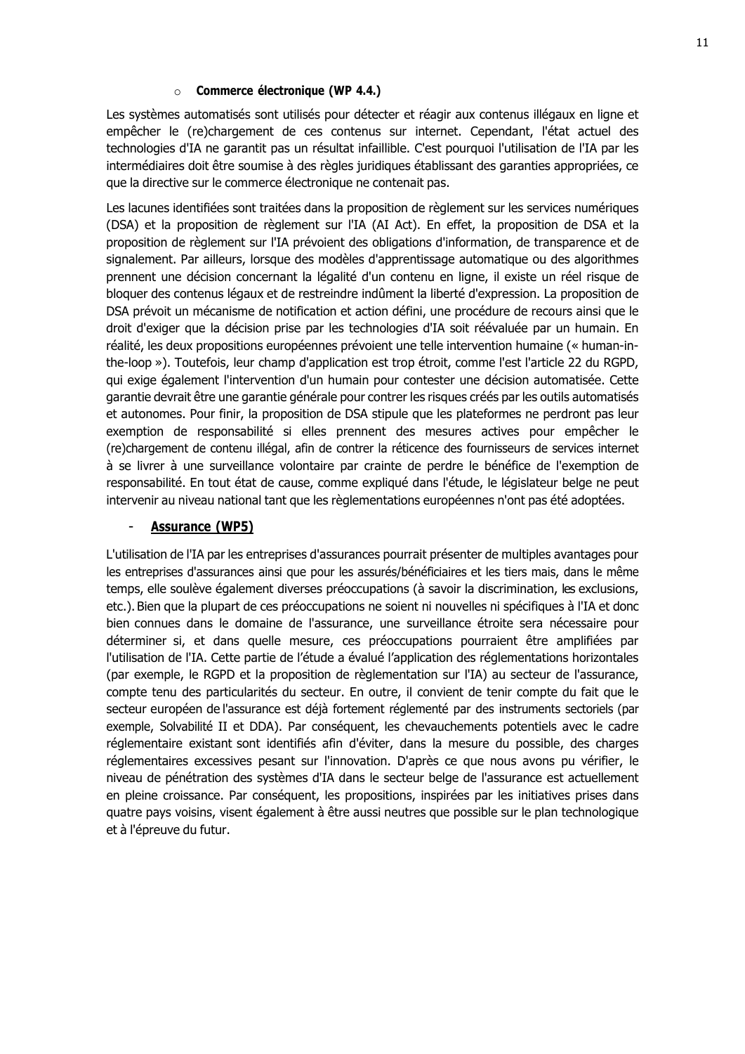- **Commerce électronique (WP 4.4.)**

Les systèmes automatisés sont utilisés pour détecter et réagir aux contenus illégaux en ligne et empêcher le (re)chargement de ces contenus sur internet. Cependant, l'état actuel des technologies d'IA ne garantit pas un résultat infaillible. C'est pourquoi l'utilisation de l'IA par les intermédiaires doit être soumise à des règles juridiques établissant des garanties appropriées, ce que la directive sur le commerce électronique ne contenait pas.

Les lacunes identifiées sont traitées dans la proposition de règlement sur les services numériques (DSA) et la proposition de règlement sur l'IA (AI Act). En effet, la proposition de DSA et la proposition de règlement sur l'IA prévoient des obligations d'information, de transparence et de signalement. Par ailleurs, lorsque des modèles d'apprentissage automatique ou des algorithmes prennent une décision concernant la légalité d'un contenu en ligne, il existe un réel risque de bloquer des contenus légaux et de restreindre indûment la liberté d'expression. La proposition de DSA prévoit un mécanisme de notification et action défini, une procédure de recours ainsi que le droit d'exiger que la décision prise par les technologies d'IA soit réévaluée par un humain. En réalité, les deux propositions européennes prévoient une telle intervention humaine (« human-in-the-loop »). Toutefois, leur champ d'application est trop étroit, comme l'est l'article 22 du RGPD, qui exige également l'intervention d'un humain pour contester une décision automatisée. Cette garantie devrait être une garantie générale pour contrer les risques créés par les outils automatisés et autonomes. Pour finir, la proposition de DSA stipule que les plateformes ne perdront pas leur exemption de responsabilité si elles prennent des mesures actives pour empêcher le (re)chargement de contenu illégal, afin de contrer la réticence des fournisseurs de services internet à se livrer à une surveillance volontaire par crainte de perdre le bénéfice de l'exemption de responsabilité. En tout état de cause, comme expliqué dans l'étude, le législateur belge ne peut intervenir au niveau national tant que les règlementations européennes n'ont pas été adoptées.

- **Assurance (WP5)**

L'utilisation de l'IA par les entreprises d'assurances pourrait présenter de multiples avantages pour les entreprises d'assurances ainsi que pour les assurés/bénéficiaires et les tiers mais, dans le même temps, elle soulève également diverses préoccupations (à savoir la discrimination, les exclusions, etc.). Bien que la plupart de ces préoccupations ne soient ni nouvelles ni spécifiques à l'IA et donc bien connues dans le domaine de l'assurance, une surveillance étroite sera nécessaire pour déterminer si, et dans quelle mesure, ces préoccupations pourraient être amplifiées par l'utilisation de l'IA. Cette partie de l'étude a évalué l'application des réglementations horizontales (par exemple, le RGPD et la proposition de règlementation sur l'IA) au secteur de l'assurance, compte tenu des particularités du secteur. En outre, il convient de tenir compte du fait que le secteur européen de l'assurance est déjà fortement réglementé par des instruments sectoriels (par exemple, Solvabilité II et DDA). Par conséquent, les chevauchements potentiels avec le cadre réglementaire existant sont identifiés afin d'éviter, dans la mesure du possible, des charges réglementaires excessives pesant sur l'innovation. D'après ce que nous avons pu vérifier, le niveau de pénétration des systèmes d'IA dans le secteur belge de l'assurance est actuellement en pleine croissance. Par conséquent, les propositions, inspirées par les initiatives prises dans quatre pays voisins, visent également à être aussi neutres que possible sur le plan technologique et à l'épreuve du futur.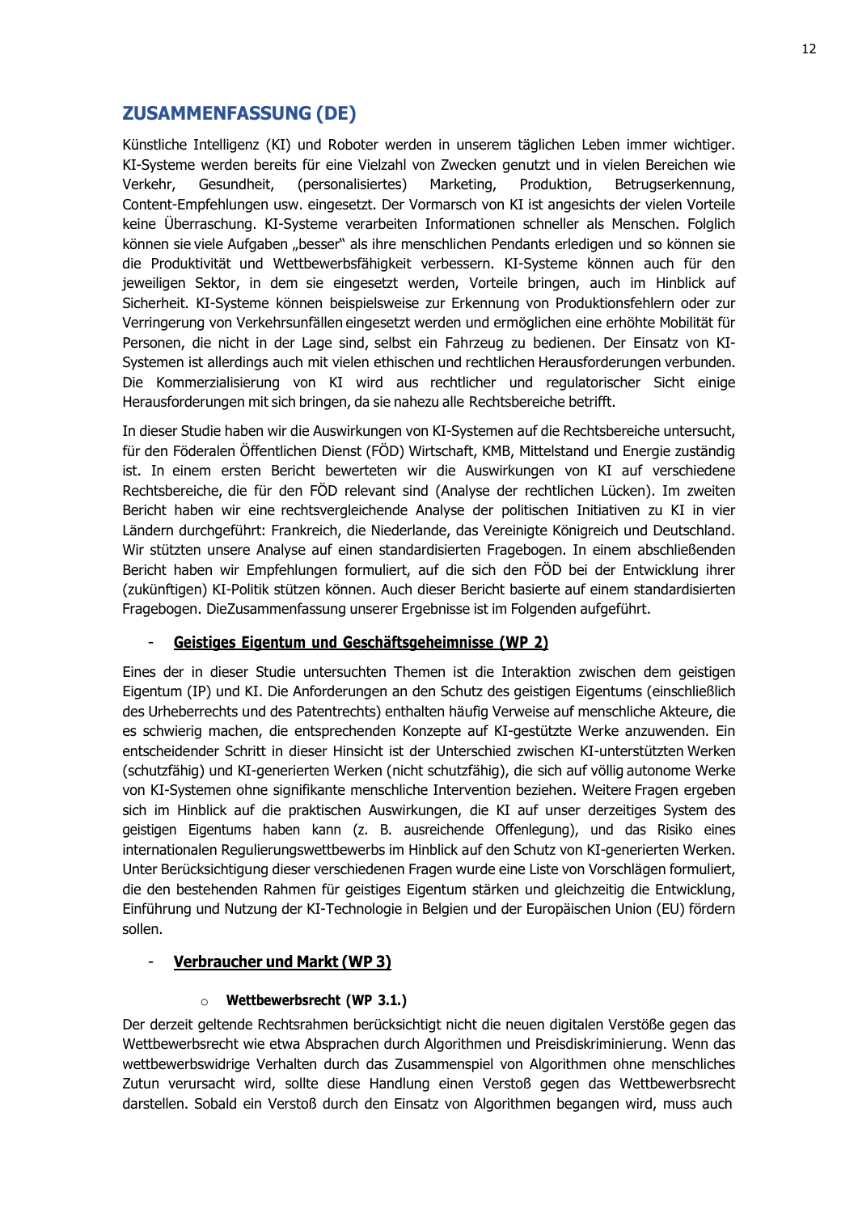## ZUSAMMENFASSUNG (DE)

Künstliche Intelligenz (KI) und Roboter werden in unserem täglichen Leben immer wichtiger. KI-Systeme werden bereits für eine Vielzahl von Zwecken genutzt und in vielen Bereichen wie Verkehr, Gesundheit, (personalisiertes) Marketing, Produktion, Betrugserkennung, Content-Empfehlungen usw. eingesetzt. Der Vormarsch von KI ist angesichts der vielen Vorteile keine Überraschung. KI-Systeme verarbeiten Informationen schneller als Menschen. Folglich können sie viele Aufgaben „besser" als ihre menschlichen Pendants erledigen und so können sie die Produktivität und Wettbewerbsfähigkeit verbessern. KI-Systeme können auch für den jeweiligen Sektor, in dem sie eingesetzt werden, Vorteile bringen, auch im Hinblick auf Sicherheit. KI-Systeme können beispielsweise zur Erkennung von Produktionsfehlern oder zur Verringerung von Verkehrsunfällen eingesetzt werden und ermöglichen eine erhöhte Mobilität für Personen, die nicht in der Lage sind, selbst ein Fahrzeug zu bedienen. Der Einsatz von KI-Systemen ist allerdings auch mit vielen ethischen und rechtlichen Herausforderungen verbunden. Die Kommerzialisierung von KI wird aus rechtlicher und regulatorischer Sicht einige Herausforderungen mit sich bringen, da sie nahezu alle Rechtsbereiche betrifft.

In dieser Studie haben wir die Auswirkungen von KI-Systemen auf die Rechtsbereiche untersucht, für den Föderalen Öffentlichen Dienst (FÖD) Wirtschaft, KMB, Mittelstand und Energie zuständig ist. In einem ersten Bericht bewerteten wir die Auswirkungen von KI auf verschiedene Rechtsbereiche, die für den FÖD relevant sind (Analyse der rechtlichen Lücken). Im zweiten Bericht haben wir eine rechtsvergleichende Analyse der politischen Initiativen zu KI in vier Ländern durchgeführt: Frankreich, die Niederlande, das Vereinigte Königreich und Deutschland. Wir stützten unsere Analyse auf einen standardisierten Fragebogen. In einem abschließenden Bericht haben wir Empfehlungen formuliert, auf die sich den FÖD bei der Entwicklung ihrer (zukünftigen) KI-Politik stützen können. Auch dieser Bericht basierte auf einem standardisierten Fragebogen. DieZusammenfassung unserer Ergebnisse ist im Folgenden aufgeführt.

- **Geistiges Eigentum und Geschäftsgeheimnisse (WP 2)**

Eines der in dieser Studie untersuchten Themen ist die Interaktion zwischen dem geistigen Eigentum (IP) und KI. Die Anforderungen an den Schutz des geistigen Eigentums (einschließlich des Urheberrechts und des Patentrechts) enthalten häufig Verweise auf menschliche Akteure, die es schwierig machen, die entsprechenden Konzepte auf KI-gestützte Werke anzuwenden. Ein entscheidender Schritt in dieser Hinsicht ist der Unterschied zwischen KI-unterstützten Werken (schutzfähig) und KI-generierten Werken (nicht schutzfähig), die sich auf völlig autonome Werke von KI-Systemen ohne signifikante menschliche Intervention beziehen. Weitere Fragen ergeben sich im Hinblick auf die praktischen Auswirkungen, die KI auf unser derzeitiges System des geistigen Eigentums haben kann (z. B. ausreichende Offenlegung), und das Risiko eines internationalen Regulierungswettbewerbs im Hinblick auf den Schutz von KI-generierten Werken. Unter Berücksichtigung dieser verschiedenen Fragen wurde eine Liste von Vorschlägen formuliert, die den bestehenden Rahmen für geistiges Eigentum stärken und gleichzeitig die Entwicklung, Einführung und Nutzung der KI-Technologie in Belgien und der Europäischen Union (EU) fördern sollen.

- **Verbraucher und Markt (WP 3)**
  - **Wettbewerbsrecht (WP 3.1.)**

Der derzeit geltende Rechtsrahmen berücksichtigt nicht die neuen digitalen Verstöße gegen das Wettbewerbsrecht wie etwa Absprachen durch Algorithmen und Preisdiskriminierung. Wenn das wettbewerbswidrige Verhalten durch das Zusammenspiel von Algorithmen ohne menschliches Zutun verursacht wird, sollte diese Handlung einen Verstoß gegen das Wettbewerbsrecht darstellen. Sobald ein Verstoß durch den Einsatz von Algorithmen begangen wird, muss auch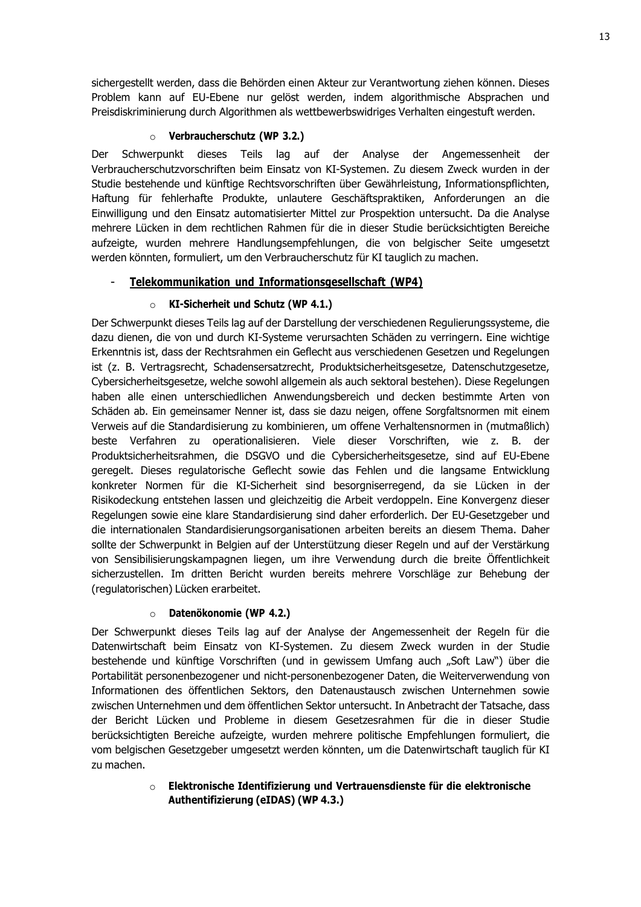sichergestellt werden, dass die Behörden einen Akteur zur Verantwortung ziehen können. Dieses Problem kann auf EU-Ebene nur gelöst werden, indem algorithmische Absprachen und Preisdiskriminierung durch Algorithmen als wettbewerbswidriges Verhalten eingestuft werden.

- **Verbraucherschutz (WP 3.2.)**

Der Schwerpunkt dieses Teils lag auf der Analyse der Angemessenheit der Verbraucherschutzvorschriften beim Einsatz von KI-Systemen. Zu diesem Zweck wurden in der Studie bestehende und künftige Rechtsvorschriften über Gewährleistung, Informationspflichten, Haftung für fehlerhafte Produkte, unlautere Geschäftspraktiken, Anforderungen an die Einwilligung und den Einsatz automatisierter Mittel zur Prospektion untersucht. Da die Analyse mehrere Lücken in dem rechtlichen Rahmen für die in dieser Studie berücksichtigten Bereiche aufzeigte, wurden mehrere Handlungsempfehlungen, die von belgischer Seite umgesetzt werden könnten, formuliert, um den Verbraucherschutz für KI tauglich zu machen.

- **<u>Telekommunikation und Informationsgesellschaft (WP4)</u>**

  - **KI-Sicherheit und Schutz (WP 4.1.)**

Der Schwerpunkt dieses Teils lag auf der Darstellung der verschiedenen Regulierungssysteme, die dazu dienen, die von und durch KI-Systeme verursachten Schäden zu verringern. Eine wichtige Erkenntnis ist, dass der Rechtsrahmen ein Geflecht aus verschiedenen Gesetzen und Regelungen ist (z. B. Vertragsrecht, Schadensersatzrecht, Produktsicherheitsgesetze, Datenschutzgesetze, Cybersicherheitsgesetze, welche sowohl allgemein als auch sektoral bestehen). Diese Regelungen haben alle einen unterschiedlichen Anwendungsbereich und decken bestimmte Arten von Schäden ab. Ein gemeinsamer Nenner ist, dass sie dazu neigen, offene Sorgfaltsnormen mit einem Verweis auf die Standardisierung zu kombinieren, um offene Verhaltensnormen in (mutmaßlich) beste Verfahren zu operationalisieren. Viele dieser Vorschriften, wie z. B. der Produktsicherheitsrahmen, die DSGVO und die Cybersicherheitsgesetze, sind auf EU-Ebene geregelt. Dieses regulatorische Geflecht sowie das Fehlen und die langsame Entwicklung konkreter Normen für die KI-Sicherheit sind besorgniserregend, da sie Lücken in der Risikodeckung entstehen lassen und gleichzeitig die Arbeit verdoppeln. Eine Konvergenz dieser Regelungen sowie eine klare Standardisierung sind daher erforderlich. Der EU-Gesetzgeber und die internationalen Standardisierungsorganisationen arbeiten bereits an diesem Thema. Daher sollte der Schwerpunkt in Belgien auf der Unterstützung dieser Regeln und auf der Verstärkung von Sensibilisierungskampagnen liegen, um ihre Verwendung durch die breite Öffentlichkeit sicherzustellen. Im dritten Bericht wurden bereits mehrere Vorschläge zur Behebung der (regulatorischen) Lücken erarbeitet.

  - **Datenökonomie (WP 4.2.)**

Der Schwerpunkt dieses Teils lag auf der Analyse der Angemessenheit der Regeln für die Datenwirtschaft beim Einsatz von KI-Systemen. Zu diesem Zweck wurden in der Studie bestehende und künftige Vorschriften (und in gewissem Umfang auch „Soft Law") über die Portabilität personenbezogener und nicht-personenbezogener Daten, die Weiterverwendung von Informationen des öffentlichen Sektors, den Datenaustausch zwischen Unternehmen sowie zwischen Unternehmen und dem öffentlichen Sektor untersucht. In Anbetracht der Tatsache, dass der Bericht Lücken und Probleme in diesem Gesetzesrahmen für die in dieser Studie berücksichtigten Bereiche aufzeigte, wurden mehrere politische Empfehlungen formuliert, die vom belgischen Gesetzgeber umgesetzt werden könnten, um die Datenwirtschaft tauglich für KI zu machen.

  - **Elektronische Identifizierung und Vertrauensdienste für die elektronische Authentifizierung (eIDAS) (WP 4.3.)**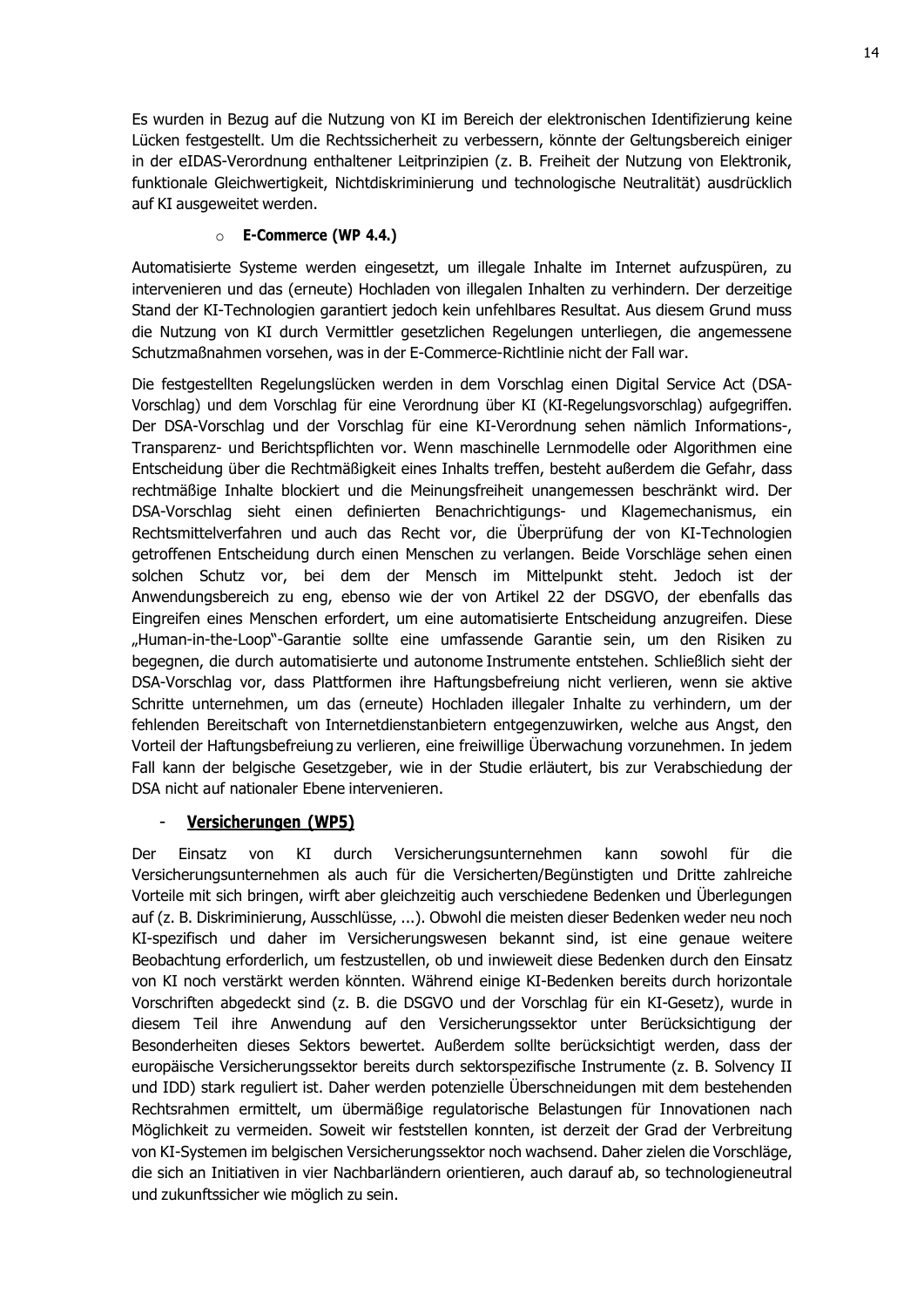Es wurden in Bezug auf die Nutzung von KI im Bereich der elektronischen Identifizierung keine Lücken festgestellt. Um die Rechtssicherheit zu verbessern, könnte der Geltungsbereich einiger in der eIDAS-Verordnung enthaltener Leitprinzipien (z. B. Freiheit der Nutzung von Elektronik, funktionale Gleichwertigkeit, Nichtdiskriminierung und technologische Neutralität) ausdrücklich auf KI ausgeweitet werden.

- **E-Commerce (WP 4.4.)**

Automatisierte Systeme werden eingesetzt, um illegale Inhalte im Internet aufzuspüren, zu intervenieren und das (erneute) Hochladen von illegalen Inhalten zu verhindern. Der derzeitige Stand der KI-Technologien garantiert jedoch kein unfehlbares Resultat. Aus diesem Grund muss die Nutzung von KI durch Vermittler gesetzlichen Regelungen unterliegen, die angemessene Schutzmaßnahmen vorsehen, was in der E-Commerce-Richtlinie nicht der Fall war.

Die festgestellten Regelungslücken werden in dem Vorschlag einen Digital Service Act (DSA-Vorschlag) und dem Vorschlag für eine Verordnung über KI (KI-Regelungsvorschlag) aufgegriffen. Der DSA-Vorschlag und der Vorschlag für eine KI-Verordnung sehen nämlich Informations-, Transparenz- und Berichtspflichten vor. Wenn maschinelle Lernmodelle oder Algorithmen eine Entscheidung über die Rechtmäßigkeit eines Inhalts treffen, besteht außerdem die Gefahr, dass rechtmäßige Inhalte blockiert und die Meinungsfreiheit unangemessen beschränkt wird. Der DSA-Vorschlag sieht einen definierten Benachrichtigungs- und Klagemechanismus, ein Rechtsmittelverfahren und auch das Recht vor, die Überprüfung der von KI-Technologien getroffenen Entscheidung durch einen Menschen zu verlangen. Beide Vorschläge sehen einen solchen Schutz vor, bei dem der Mensch im Mittelpunkt steht. Jedoch ist der Anwendungsbereich zu eng, ebenso wie der von Artikel 22 der DSGVO, der ebenfalls das Eingreifen eines Menschen erfordert, um eine automatisierte Entscheidung anzugreifen. Diese „Human-in-the-Loop"-Garantie sollte eine umfassende Garantie sein, um den Risiken zu begegnen, die durch automatisierte und autonome Instrumente entstehen. Schließlich sieht der DSA-Vorschlag vor, dass Plattformen ihre Haftungsbefreiung nicht verlieren, wenn sie aktive Schritte unternehmen, um das (erneute) Hochladen illegaler Inhalte zu verhindern, um der fehlenden Bereitschaft von Internetdienstanbietern entgegenzuwirken, welche aus Angst, den Vorteil der Haftungsbefreiung zu verlieren, eine freiwillige Überwachung vorzunehmen. In jedem Fall kann der belgische Gesetzgeber, wie in der Studie erläutert, bis zur Verabschiedung der DSA nicht auf nationaler Ebene intervenieren.

- **Versicherungen (WP5)**

Der Einsatz von KI durch Versicherungsunternehmen kann sowohl für die Versicherungsunternehmen als auch für die Versicherten/Begünstigten und Dritte zahlreiche Vorteile mit sich bringen, wirft aber gleichzeitig auch verschiedene Bedenken und Überlegungen auf (z. B. Diskriminierung, Ausschlüsse, ...). Obwohl die meisten dieser Bedenken weder neu noch KI-spezifisch und daher im Versicherungswesen bekannt sind, ist eine genaue weitere Beobachtung erforderlich, um festzustellen, ob und inwieweit diese Bedenken durch den Einsatz von KI noch verstärkt werden könnten. Während einige KI-Bedenken bereits durch horizontale Vorschriften abgedeckt sind (z. B. die DSGVO und der Vorschlag für ein KI-Gesetz), wurde in diesem Teil ihre Anwendung auf den Versicherungssektor unter Berücksichtigung der Besonderheiten dieses Sektors bewertet. Außerdem sollte berücksichtigt werden, dass der europäische Versicherungssektor bereits durch sektorspezifische Instrumente (z. B. Solvency II und IDD) stark reguliert ist. Daher werden potenzielle Überschneidungen mit dem bestehenden Rechtsrahmen ermittelt, um übermäßige regulatorische Belastungen für Innovationen nach Möglichkeit zu vermeiden. Soweit wir feststellen konnten, ist derzeit der Grad der Verbreitung von KI-Systemen im belgischen Versicherungssektor noch wachsend. Daher zielen die Vorschläge, die sich an Initiativen in vier Nachbarländern orientieren, auch darauf ab, so technologieneutral und zukunftssicher wie möglich zu sein.